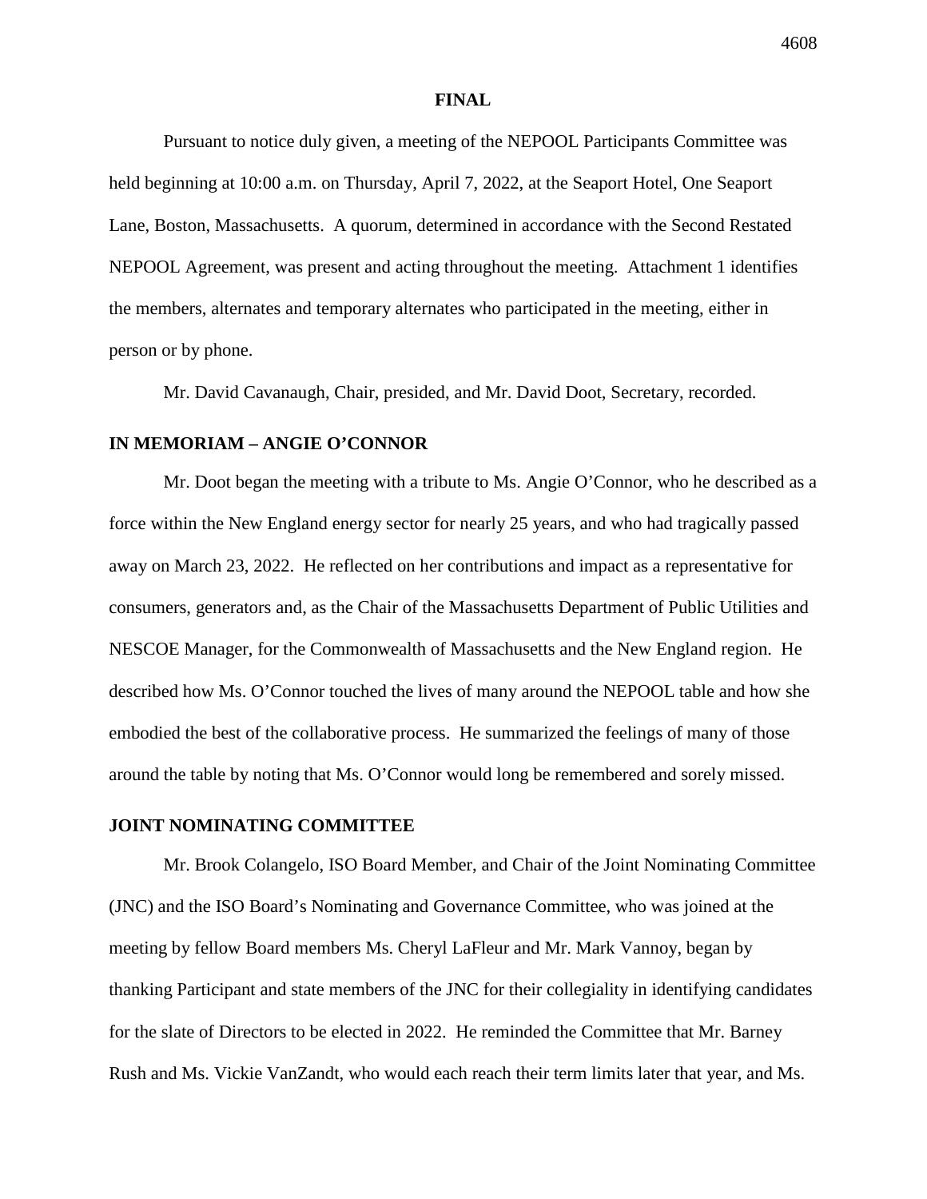**FINAL**

Pursuant to notice duly given, a meeting of the NEPOOL Participants Committee was held beginning at 10:00 a.m. on Thursday, April 7, 2022, at the Seaport Hotel, One Seaport Lane, Boston, Massachusetts. A quorum, determined in accordance with the Second Restated NEPOOL Agreement, was present and acting throughout the meeting. Attachment 1 identifies the members, alternates and temporary alternates who participated in the meeting, either in person or by phone.

Mr. David Cavanaugh, Chair, presided, and Mr. David Doot, Secretary, recorded.

## IN MEMORIAM – ANGIE O'CONNOR

Mr. Doot began the meeting with a tribute to Ms. Angie O'Connor, who he described as a force within the New England energy sector for nearly 25 years, and who had tragically passed away on March 23, 2022. He reflected on her contributions and impact as a representative for consumers, generators and, as the Chair of the Massachusetts Department of Public Utilities and NESCOE Manager, for the Commonwealth of Massachusetts and the New England region. He described how Ms. O'Connor touched the lives of many around the NEPOOL table and how she embodied the best of the collaborative process. He summarized the feelings of many of those around the table by noting that Ms. O'Connor would long be remembered and sorely missed.

## JOINT NOMINATING COMMITTEE

Mr. Brook Colangelo, ISO Board Member, and Chair of the Joint Nominating Committee (JNC) and the ISO Board's Nominating and Governance Committee, who was joined at the meeting by fellow Board members Ms. Cheryl LaFleur and Mr. Mark Vannoy, began by thanking Participant and state members of the JNC for their collegiality in identifying candidates for the slate of Directors to be elected in 2022. He reminded the Committee that Mr. Barney Rush and Ms. Vickie VanZandt, who would each reach their term limits later that year, and Ms.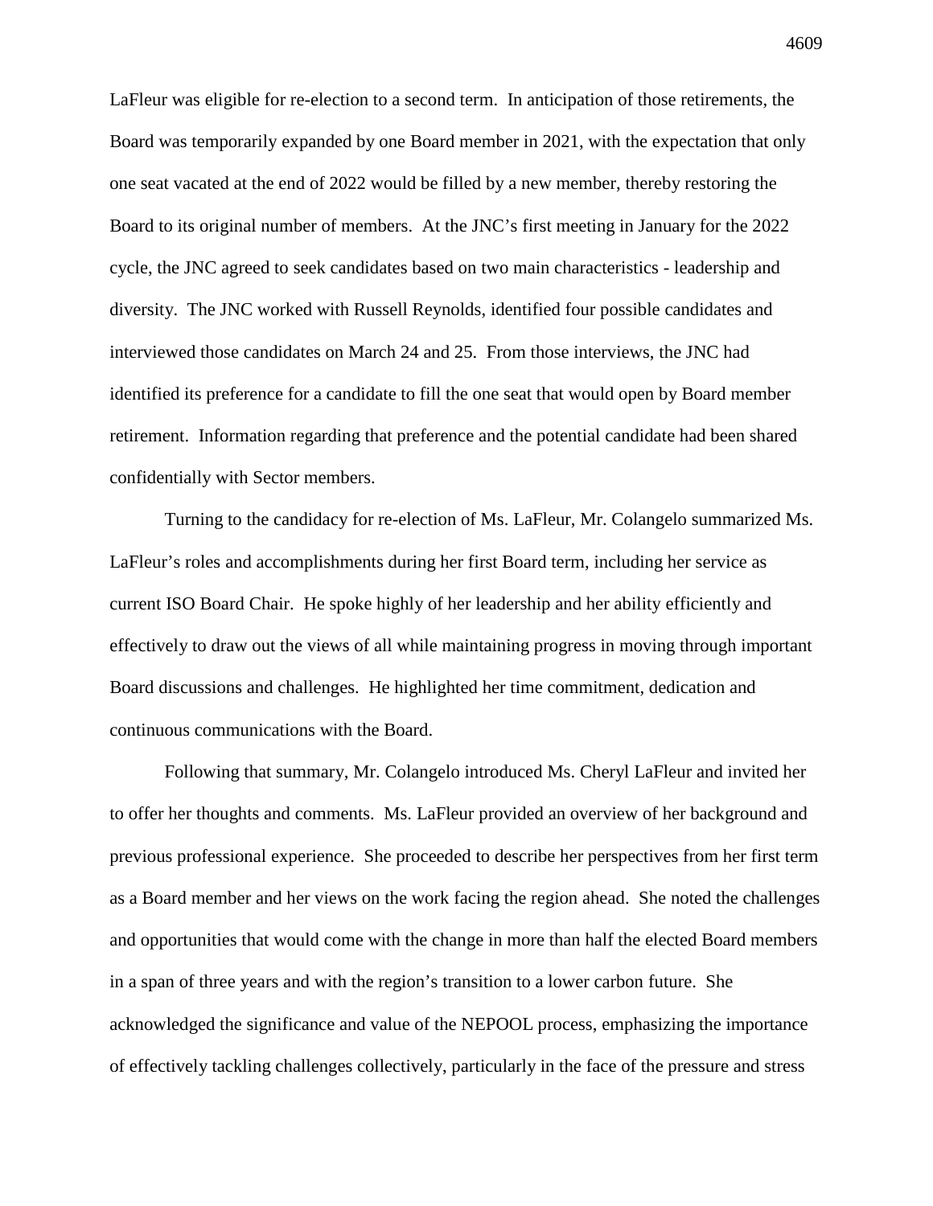LaFleur was eligible for re-election to a second term. In anticipation of those retirements, the Board was temporarily expanded by one Board member in 2021, with the expectation that only one seat vacated at the end of 2022 would be filled by a new member, thereby restoring the Board to its original number of members. At the JNC's first meeting in January for the 2022 cycle, the JNC agreed to seek candidates based on two main characteristics - leadership and diversity. The JNC worked with Russell Reynolds, identified four possible candidates and interviewed those candidates on March 24 and 25. From those interviews, the JNC had identified its preference for a candidate to fill the one seat that would open by Board member retirement. Information regarding that preference and the potential candidate had been shared confidentially with Sector members.

Turning to the candidacy for re-election of Ms. LaFleur, Mr. Colangelo summarized Ms. LaFleur's roles and accomplishments during her first Board term, including her service as current ISO Board Chair. He spoke highly of her leadership and her ability efficiently and effectively to draw out the views of all while maintaining progress in moving through important Board discussions and challenges. He highlighted her time commitment, dedication and continuous communications with the Board.

Following that summary, Mr. Colangelo introduced Ms. Cheryl LaFleur and invited her to offer her thoughts and comments. Ms. LaFleur provided an overview of her background and previous professional experience. She proceeded to describe her perspectives from her first term as a Board member and her views on the work facing the region ahead. She noted the challenges and opportunities that would come with the change in more than half the elected Board members in a span of three years and with the region's transition to a lower carbon future. She acknowledged the significance and value of the NEPOOL process, emphasizing the importance of effectively tackling challenges collectively, particularly in the face of the pressure and stress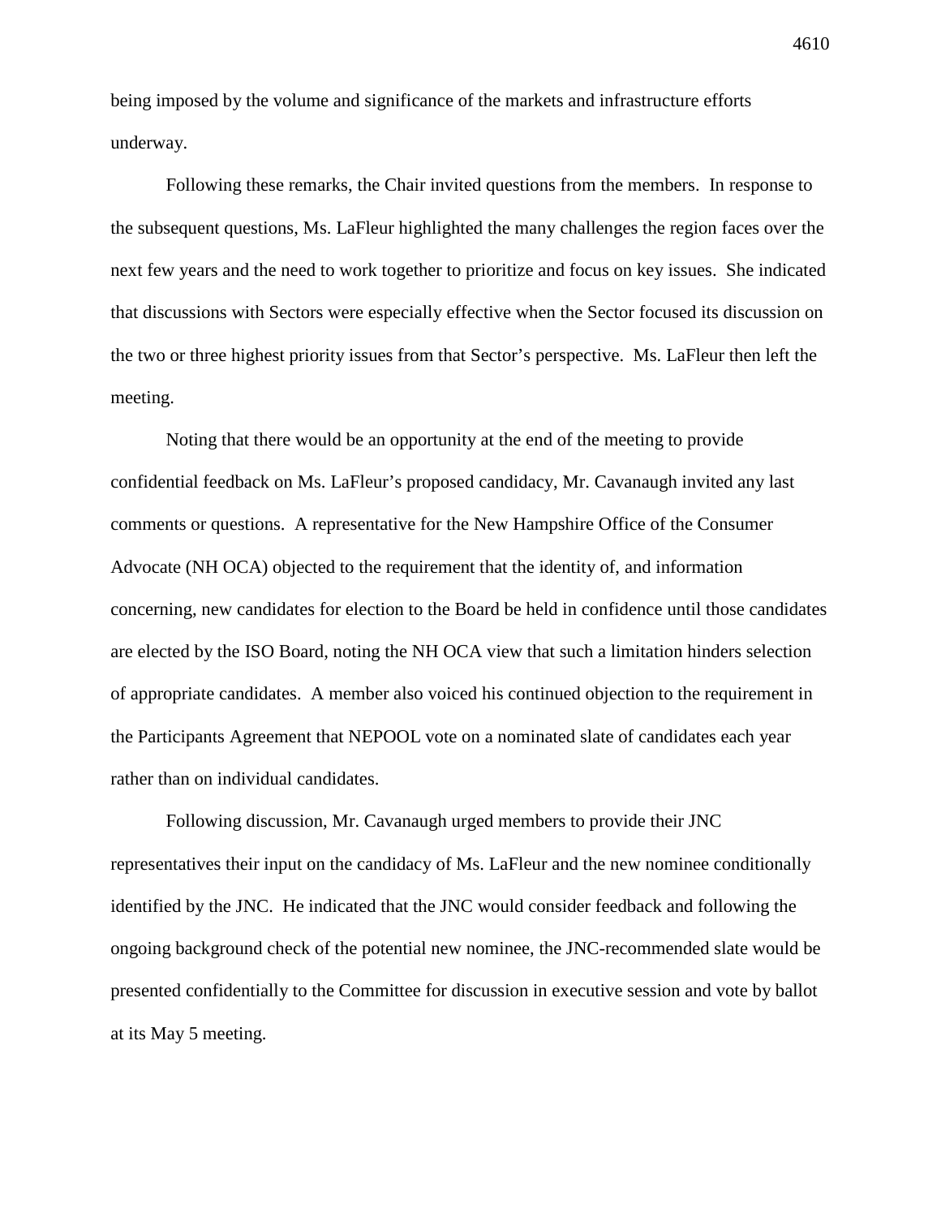being imposed by the volume and significance of the markets and infrastructure efforts underway.

Following these remarks, the Chair invited questions from the members. In response to the subsequent questions, Ms. LaFleur highlighted the many challenges the region faces over the next few years and the need to work together to prioritize and focus on key issues. She indicated that discussions with Sectors were especially effective when the Sector focused its discussion on the two or three highest priority issues from that Sector's perspective. Ms. LaFleur then left the meeting.

Noting that there would be an opportunity at the end of the meeting to provide confidential feedback on Ms. LaFleur's proposed candidacy, Mr. Cavanaugh invited any last comments or questions. A representative for the New Hampshire Office of the Consumer Advocate (NH OCA) objected to the requirement that the identity of, and information concerning, new candidates for election to the Board be held in confidence until those candidates are elected by the ISO Board, noting the NH OCA view that such a limitation hinders selection of appropriate candidates. A member also voiced his continued objection to the requirement in the Participants Agreement that NEPOOL vote on a nominated slate of candidates each year rather than on individual candidates.

Following discussion, Mr. Cavanaugh urged members to provide their JNC representatives their input on the candidacy of Ms. LaFleur and the new nominee conditionally identified by the JNC. He indicated that the JNC would consider feedback and following the ongoing background check of the potential new nominee, the JNC-recommended slate would be presented confidentially to the Committee for discussion in executive session and vote by ballot at its May 5 meeting.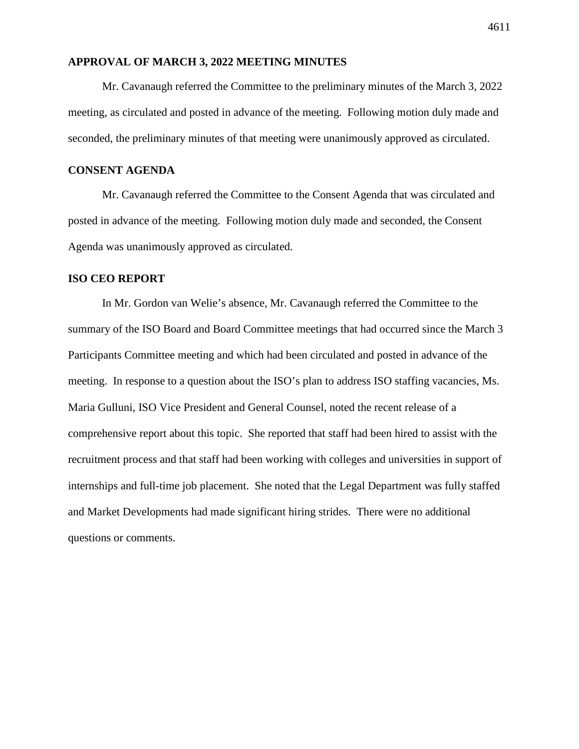## APPROVAL OF MARCH 3, 2022 MEETING MINUTES

Mr. Cavanaugh referred the Committee to the preliminary minutes of the March 3, 2022 meeting, as circulated and posted in advance of the meeting. Following motion duly made and seconded, the preliminary minutes of that meeting were unanimously approved as circulated.

## CONSENT AGENDA

Mr. Cavanaugh referred the Committee to the Consent Agenda that was circulated and posted in advance of the meeting. Following motion duly made and seconded, the Consent Agenda was unanimously approved as circulated.

## ISO CEO REPORT

In Mr. Gordon van Welie's absence, Mr. Cavanaugh referred the Committee to the summary of the ISO Board and Board Committee meetings that had occurred since the March 3 Participants Committee meeting and which had been circulated and posted in advance of the meeting. In response to a question about the ISO's plan to address ISO staffing vacancies, Ms. Maria Gulluni, ISO Vice President and General Counsel, noted the recent release of a comprehensive report about this topic. She reported that staff had been hired to assist with the recruitment process and that staff had been working with colleges and universities in support of internships and full-time job placement. She noted that the Legal Department was fully staffed and Market Developments had made significant hiring strides. There were no additional questions or comments.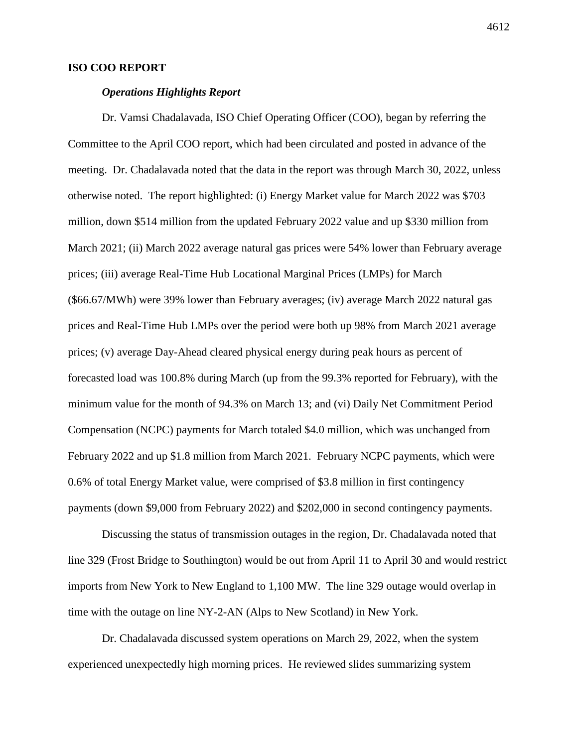## ISO COO REPORT

### *Operations Highlights Report*

Dr. Vamsi Chadalavada, ISO Chief Operating Officer (COO), began by referring the Committee to the April COO report, which had been circulated and posted in advance of the meeting. Dr. Chadalavada noted that the data in the report was through March 30, 2022, unless otherwise noted. The report highlighted: (i) Energy Market value for March 2022 was $703 million, down $514 million from the updated February 2022 value and up $330 million from March 2021; (ii) March 2022 average natural gas prices were 54% lower than February average prices; (iii) average Real-Time Hub Locational Marginal Prices (LMPs) for March ($66.67/MWh) were 39% lower than February averages; (iv) average March 2022 natural gas prices and Real-Time Hub LMPs over the period were both up 98% from March 2021 average prices; (v) average Day-Ahead cleared physical energy during peak hours as percent of forecasted load was 100.8% during March (up from the 99.3% reported for February), with the minimum value for the month of 94.3% on March 13; and (vi) Daily Net Commitment Period Compensation (NCPC) payments for March totaled $4.0 million, which was unchanged from February 2022 and up $1.8 million from March 2021. February NCPC payments, which were 0.6% of total Energy Market value, were comprised of $3.8 million in first contingency payments (down $9,000 from February 2022) and $202,000 in second contingency payments.

Discussing the status of transmission outages in the region, Dr. Chadalavada noted that line 329 (Frost Bridge to Southington) would be out from April 11 to April 30 and would restrict imports from New York to New England to 1,100 MW. The line 329 outage would overlap in time with the outage on line NY-2-AN (Alps to New Scotland) in New York.

Dr. Chadalavada discussed system operations on March 29, 2022, when the system experienced unexpectedly high morning prices. He reviewed slides summarizing system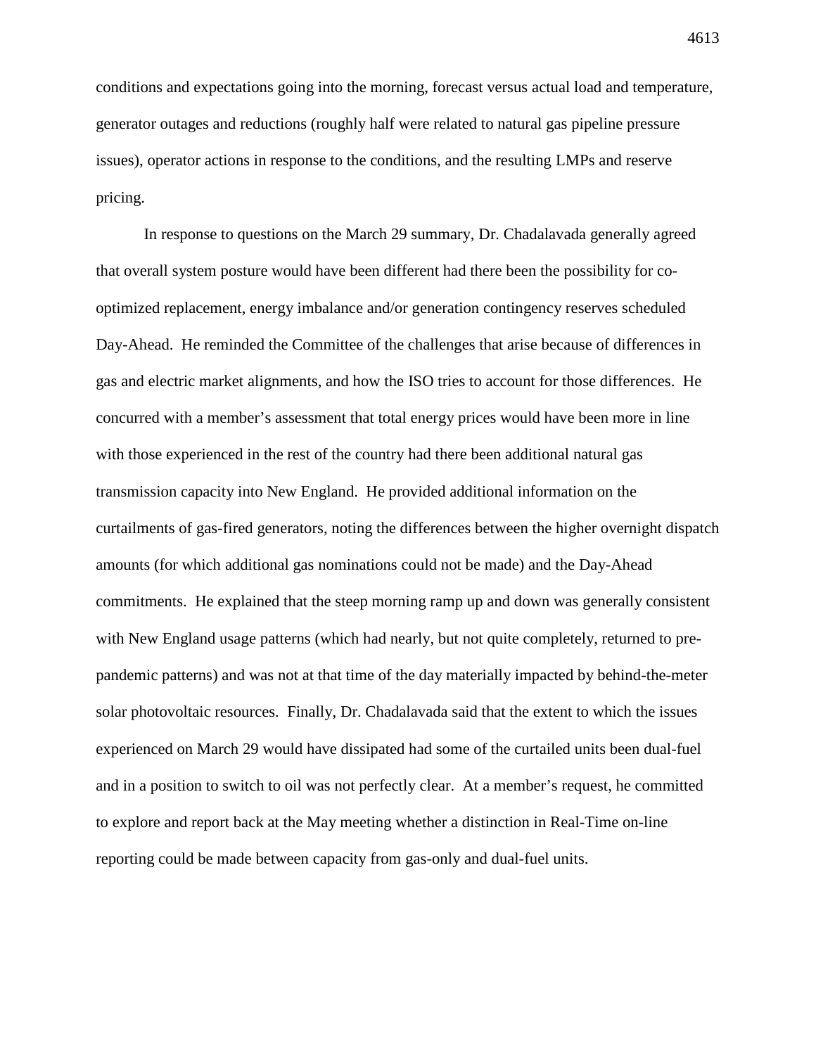conditions and expectations going into the morning, forecast versus actual load and temperature, generator outages and reductions (roughly half were related to natural gas pipeline pressure issues), operator actions in response to the conditions, and the resulting LMPs and reserve pricing.

In response to questions on the March 29 summary, Dr. Chadalavada generally agreed that overall system posture would have been different had there been the possibility for co-optimized replacement, energy imbalance and/or generation contingency reserves scheduled Day-Ahead. He reminded the Committee of the challenges that arise because of differences in gas and electric market alignments, and how the ISO tries to account for those differences. He concurred with a member's assessment that total energy prices would have been more in line with those experienced in the rest of the country had there been additional natural gas transmission capacity into New England. He provided additional information on the curtailments of gas-fired generators, noting the differences between the higher overnight dispatch amounts (for which additional gas nominations could not be made) and the Day-Ahead commitments. He explained that the steep morning ramp up and down was generally consistent with New England usage patterns (which had nearly, but not quite completely, returned to pre-pandemic patterns) and was not at that time of the day materially impacted by behind-the-meter solar photovoltaic resources. Finally, Dr. Chadalavada said that the extent to which the issues experienced on March 29 would have dissipated had some of the curtailed units been dual-fuel and in a position to switch to oil was not perfectly clear. At a member's request, he committed to explore and report back at the May meeting whether a distinction in Real-Time on-line reporting could be made between capacity from gas-only and dual-fuel units.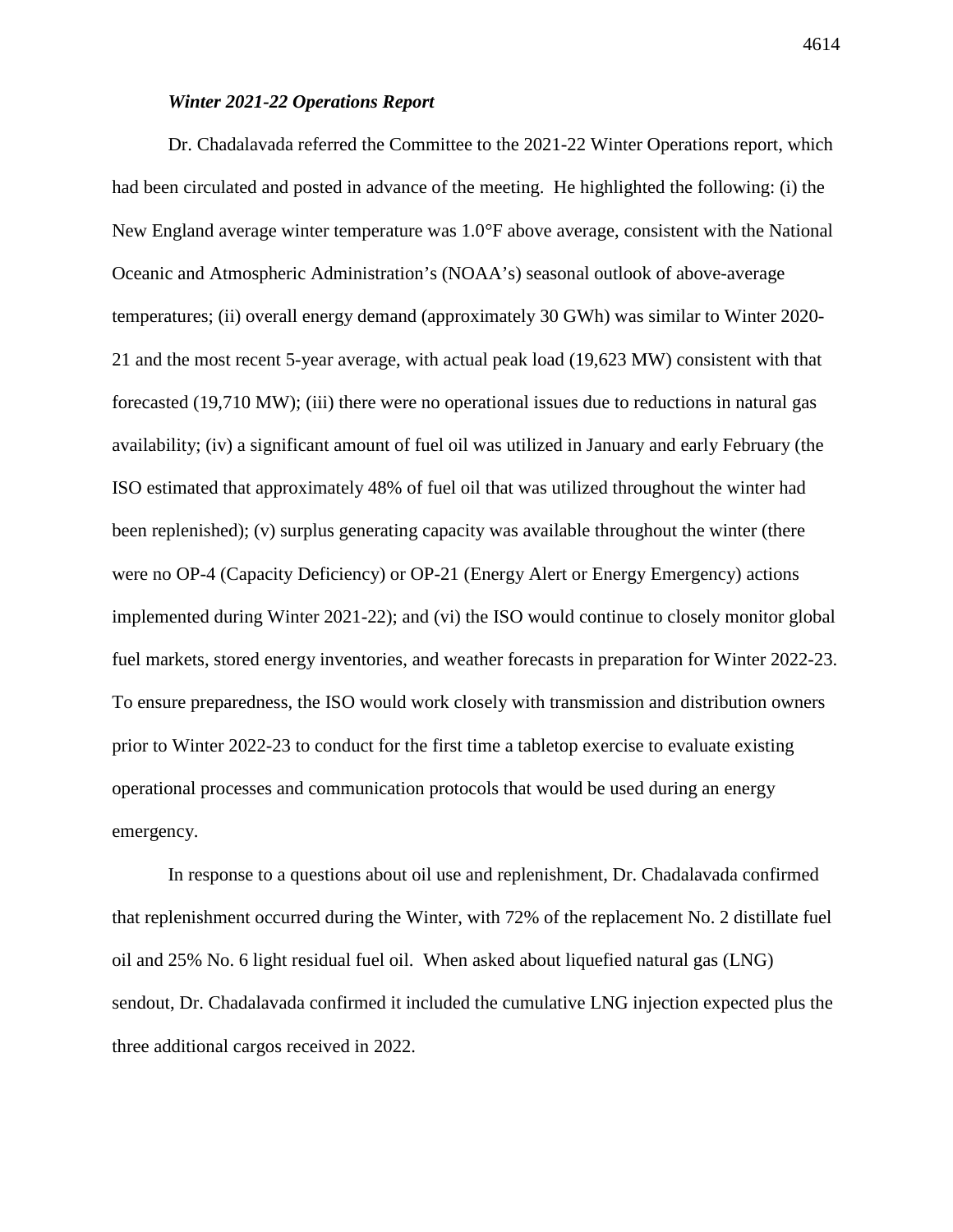***Winter 2021-22 Operations Report***

Dr. Chadalavada referred the Committee to the 2021-22 Winter Operations report, which had been circulated and posted in advance of the meeting. He highlighted the following: (i) the New England average winter temperature was 1.0°F above average, consistent with the National Oceanic and Atmospheric Administration's (NOAA's) seasonal outlook of above-average temperatures; (ii) overall energy demand (approximately 30 GWh) was similar to Winter 2020-21 and the most recent 5-year average, with actual peak load (19,623 MW) consistent with that forecasted (19,710 MW); (iii) there were no operational issues due to reductions in natural gas availability; (iv) a significant amount of fuel oil was utilized in January and early February (the ISO estimated that approximately 48% of fuel oil that was utilized throughout the winter had been replenished); (v) surplus generating capacity was available throughout the winter (there were no OP-4 (Capacity Deficiency) or OP-21 (Energy Alert or Energy Emergency) actions implemented during Winter 2021-22); and (vi) the ISO would continue to closely monitor global fuel markets, stored energy inventories, and weather forecasts in preparation for Winter 2022-23. To ensure preparedness, the ISO would work closely with transmission and distribution owners prior to Winter 2022-23 to conduct for the first time a tabletop exercise to evaluate existing operational processes and communication protocols that would be used during an energy emergency.

In response to a questions about oil use and replenishment, Dr. Chadalavada confirmed that replenishment occurred during the Winter, with 72% of the replacement No. 2 distillate fuel oil and 25% No. 6 light residual fuel oil. When asked about liquefied natural gas (LNG) sendout, Dr. Chadalavada confirmed it included the cumulative LNG injection expected plus the three additional cargos received in 2022.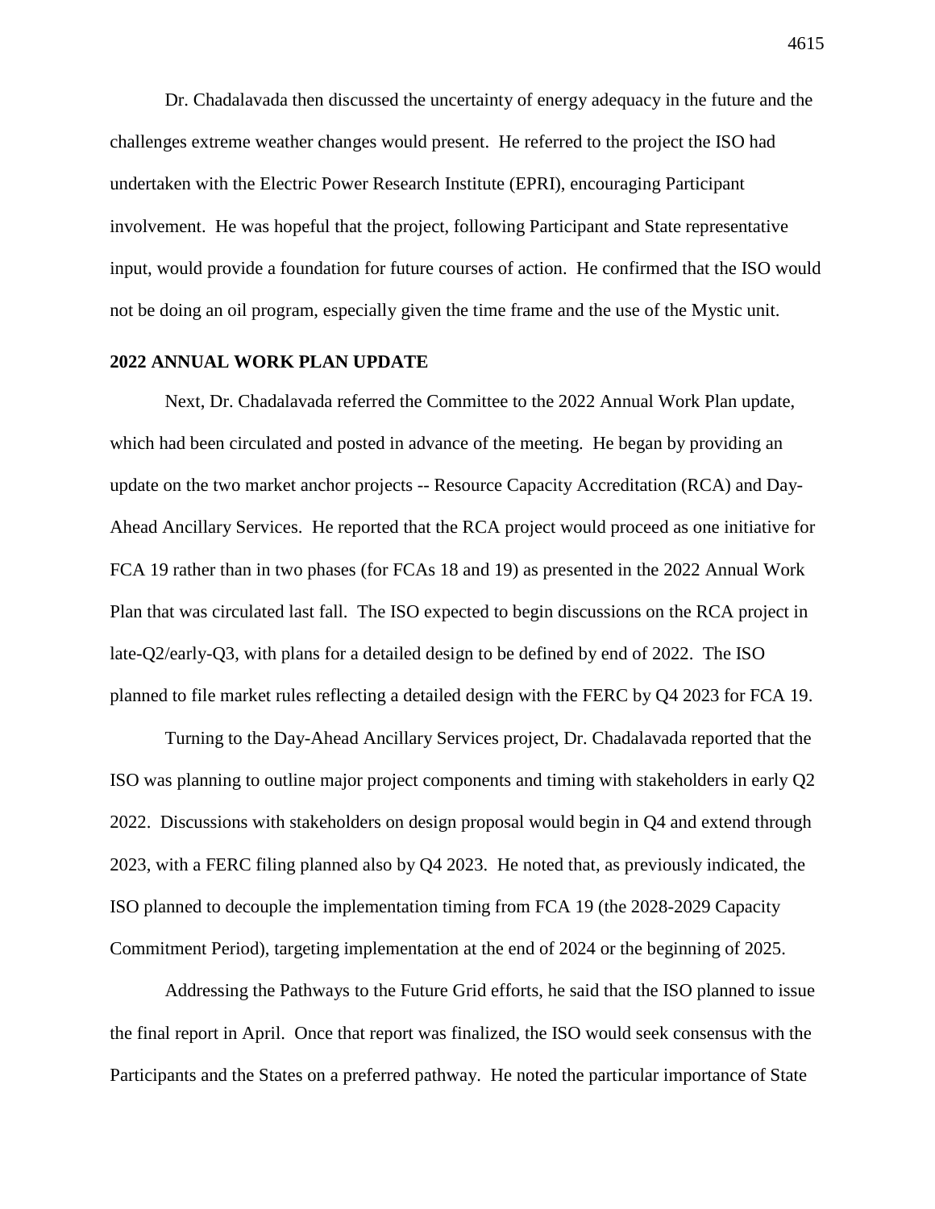Dr. Chadalavada then discussed the uncertainty of energy adequacy in the future and the challenges extreme weather changes would present. He referred to the project the ISO had undertaken with the Electric Power Research Institute (EPRI), encouraging Participant involvement. He was hopeful that the project, following Participant and State representative input, would provide a foundation for future courses of action. He confirmed that the ISO would not be doing an oil program, especially given the time frame and the use of the Mystic unit.

## 2022 ANNUAL WORK PLAN UPDATE

Next, Dr. Chadalavada referred the Committee to the 2022 Annual Work Plan update, which had been circulated and posted in advance of the meeting. He began by providing an update on the two market anchor projects -- Resource Capacity Accreditation (RCA) and Day-Ahead Ancillary Services. He reported that the RCA project would proceed as one initiative for FCA 19 rather than in two phases (for FCAs 18 and 19) as presented in the 2022 Annual Work Plan that was circulated last fall. The ISO expected to begin discussions on the RCA project in late-Q2/early-Q3, with plans for a detailed design to be defined by end of 2022. The ISO planned to file market rules reflecting a detailed design with the FERC by Q4 2023 for FCA 19.

Turning to the Day-Ahead Ancillary Services project, Dr. Chadalavada reported that the ISO was planning to outline major project components and timing with stakeholders in early Q2 2022. Discussions with stakeholders on design proposal would begin in Q4 and extend through 2023, with a FERC filing planned also by Q4 2023. He noted that, as previously indicated, the ISO planned to decouple the implementation timing from FCA 19 (the 2028-2029 Capacity Commitment Period), targeting implementation at the end of 2024 or the beginning of 2025.

Addressing the Pathways to the Future Grid efforts, he said that the ISO planned to issue the final report in April. Once that report was finalized, the ISO would seek consensus with the Participants and the States on a preferred pathway. He noted the particular importance of State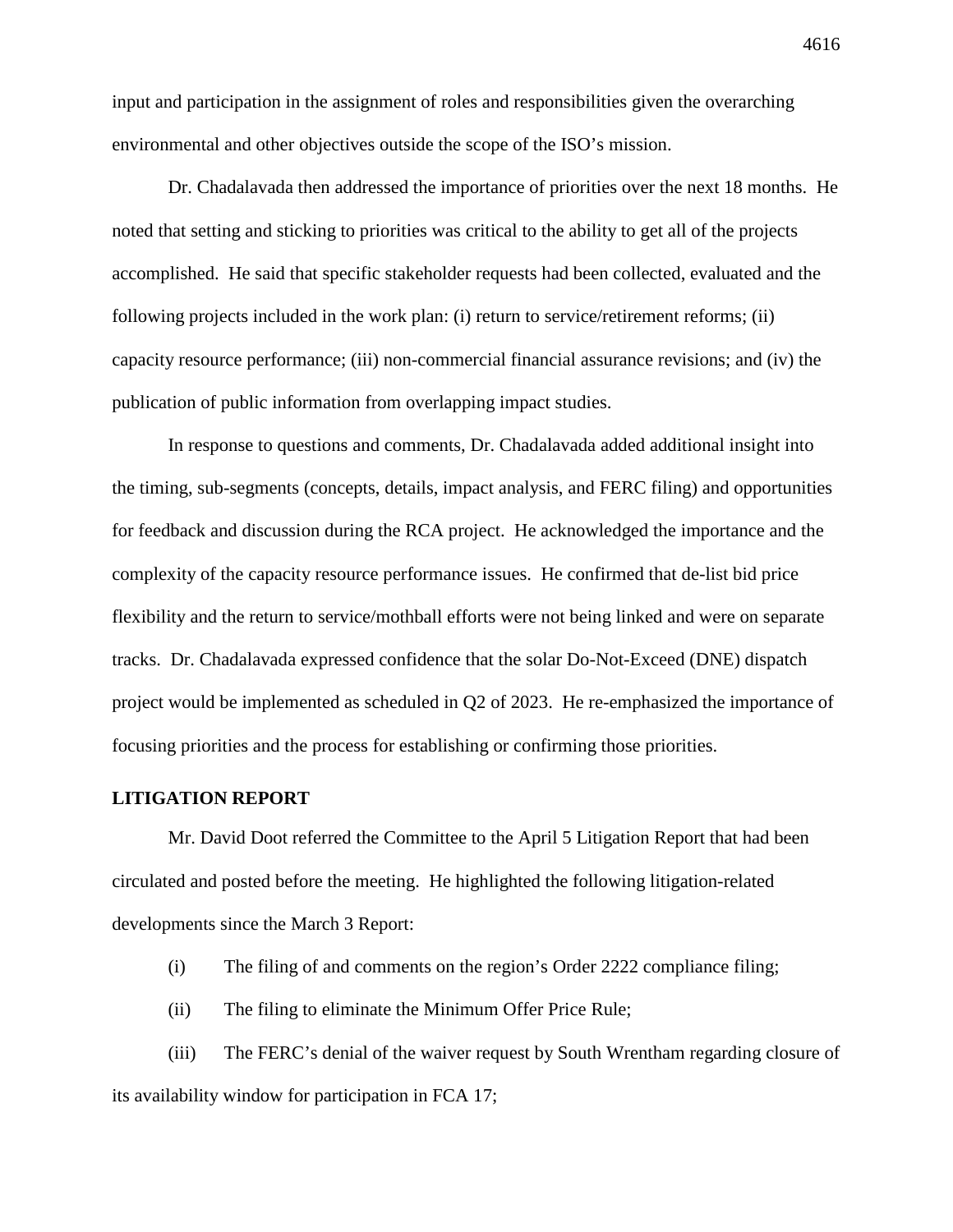input and participation in the assignment of roles and responsibilities given the overarching environmental and other objectives outside the scope of the ISO's mission.

Dr. Chadalavada then addressed the importance of priorities over the next 18 months. He noted that setting and sticking to priorities was critical to the ability to get all of the projects accomplished. He said that specific stakeholder requests had been collected, evaluated and the following projects included in the work plan: (i) return to service/retirement reforms; (ii) capacity resource performance; (iii) non-commercial financial assurance revisions; and (iv) the publication of public information from overlapping impact studies.

In response to questions and comments, Dr. Chadalavada added additional insight into the timing, sub-segments (concepts, details, impact analysis, and FERC filing) and opportunities for feedback and discussion during the RCA project. He acknowledged the importance and the complexity of the capacity resource performance issues. He confirmed that de-list bid price flexibility and the return to service/mothball efforts were not being linked and were on separate tracks. Dr. Chadalavada expressed confidence that the solar Do-Not-Exceed (DNE) dispatch project would be implemented as scheduled in Q2 of 2023. He re-emphasized the importance of focusing priorities and the process for establishing or confirming those priorities.

**LITIGATION REPORT**

Mr. David Doot referred the Committee to the April 5 Litigation Report that had been circulated and posted before the meeting. He highlighted the following litigation-related developments since the March 3 Report:

(i) The filing of and comments on the region's Order 2222 compliance filing;

(ii) The filing to eliminate the Minimum Offer Price Rule;

(iii) The FERC's denial of the waiver request by South Wrentham regarding closure of its availability window for participation in FCA 17;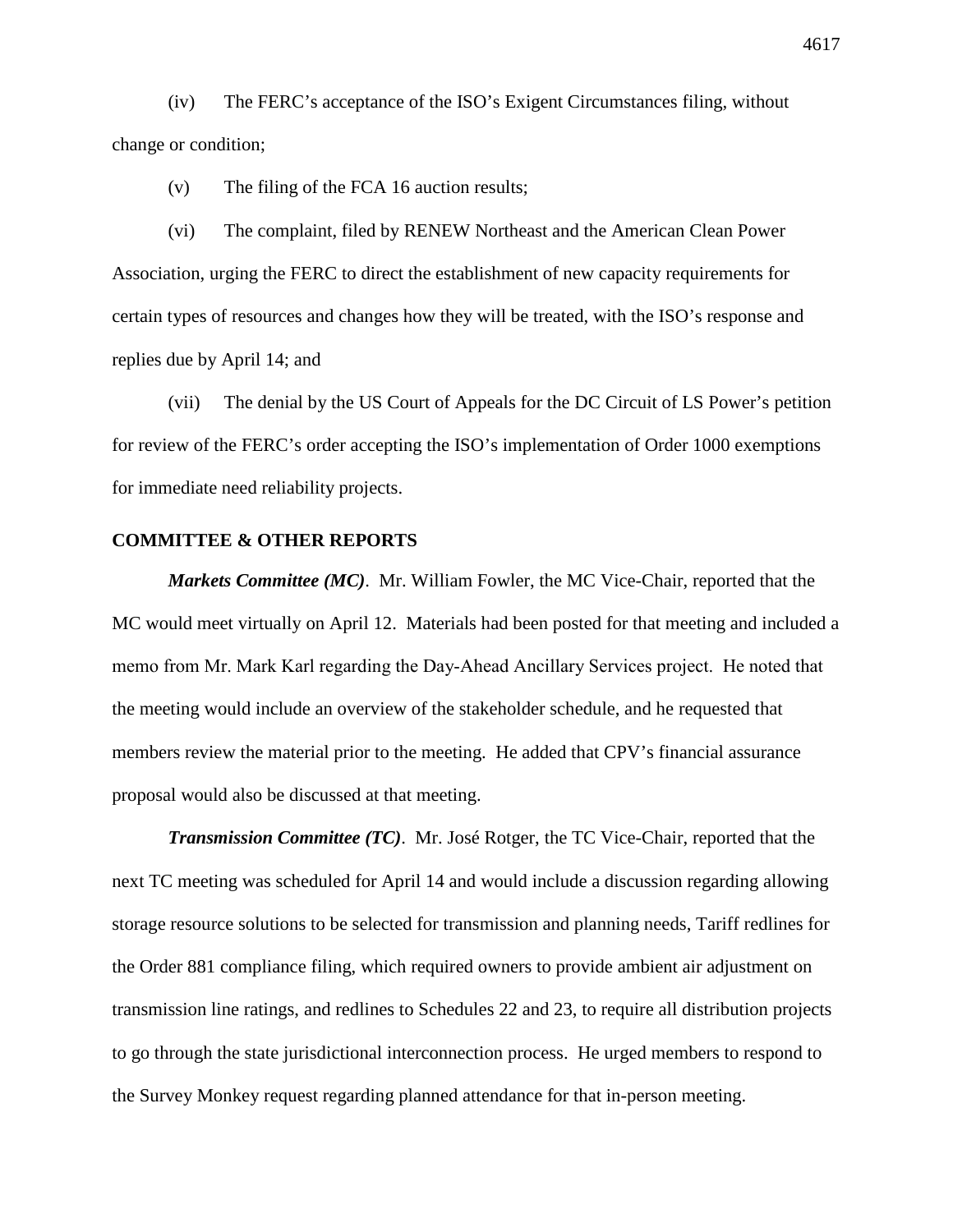(iv) The FERC's acceptance of the ISO's Exigent Circumstances filing, without change or condition;

(v) The filing of the FCA 16 auction results;

(vi) The complaint, filed by RENEW Northeast and the American Clean Power Association, urging the FERC to direct the establishment of new capacity requirements for certain types of resources and changes how they will be treated, with the ISO's response and replies due by April 14; and

(vii) The denial by the US Court of Appeals for the DC Circuit of LS Power's petition for review of the FERC's order accepting the ISO's implementation of Order 1000 exemptions for immediate need reliability projects.

## COMMITTEE & OTHER REPORTS

***Markets Committee (MC)***. Mr. William Fowler, the MC Vice-Chair, reported that the MC would meet virtually on April 12. Materials had been posted for that meeting and included a memo from Mr. Mark Karl regarding the Day-Ahead Ancillary Services project. He noted that the meeting would include an overview of the stakeholder schedule, and he requested that members review the material prior to the meeting. He added that CPV's financial assurance proposal would also be discussed at that meeting.

***Transmission Committee (TC)***. Mr. José Rotger, the TC Vice-Chair, reported that the next TC meeting was scheduled for April 14 and would include a discussion regarding allowing storage resource solutions to be selected for transmission and planning needs, Tariff redlines for the Order 881 compliance filing, which required owners to provide ambient air adjustment on transmission line ratings, and redlines to Schedules 22 and 23, to require all distribution projects to go through the state jurisdictional interconnection process. He urged members to respond to the Survey Monkey request regarding planned attendance for that in-person meeting.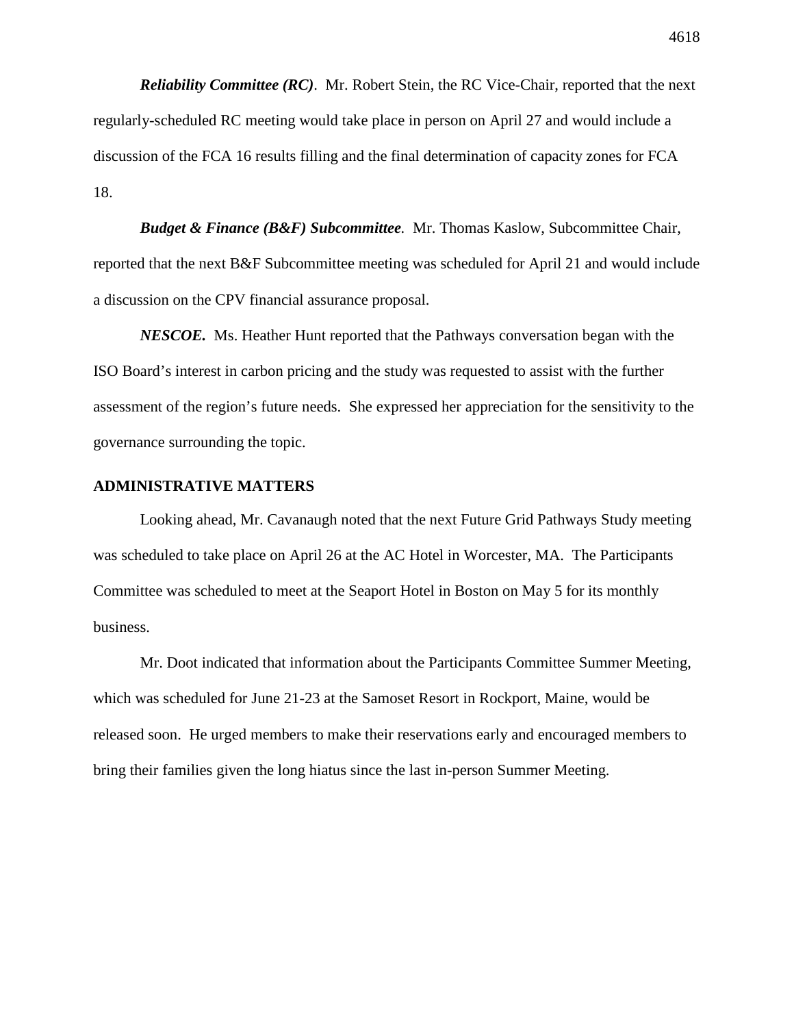***Reliability Committee (RC)***. Mr. Robert Stein, the RC Vice-Chair, reported that the next regularly-scheduled RC meeting would take place in person on April 27 and would include a discussion of the FCA 16 results filling and the final determination of capacity zones for FCA 18.

***Budget & Finance (B&F) Subcommittee***. Mr. Thomas Kaslow, Subcommittee Chair, reported that the next B&F Subcommittee meeting was scheduled for April 21 and would include a discussion on the CPV financial assurance proposal.

***NESCOE.*** Ms. Heather Hunt reported that the Pathways conversation began with the ISO Board's interest in carbon pricing and the study was requested to assist with the further assessment of the region's future needs. She expressed her appreciation for the sensitivity to the governance surrounding the topic.

**ADMINISTRATIVE MATTERS**

Looking ahead, Mr. Cavanaugh noted that the next Future Grid Pathways Study meeting was scheduled to take place on April 26 at the AC Hotel in Worcester, MA. The Participants Committee was scheduled to meet at the Seaport Hotel in Boston on May 5 for its monthly business.

Mr. Doot indicated that information about the Participants Committee Summer Meeting, which was scheduled for June 21-23 at the Samoset Resort in Rockport, Maine, would be released soon. He urged members to make their reservations early and encouraged members to bring their families given the long hiatus since the last in-person Summer Meeting.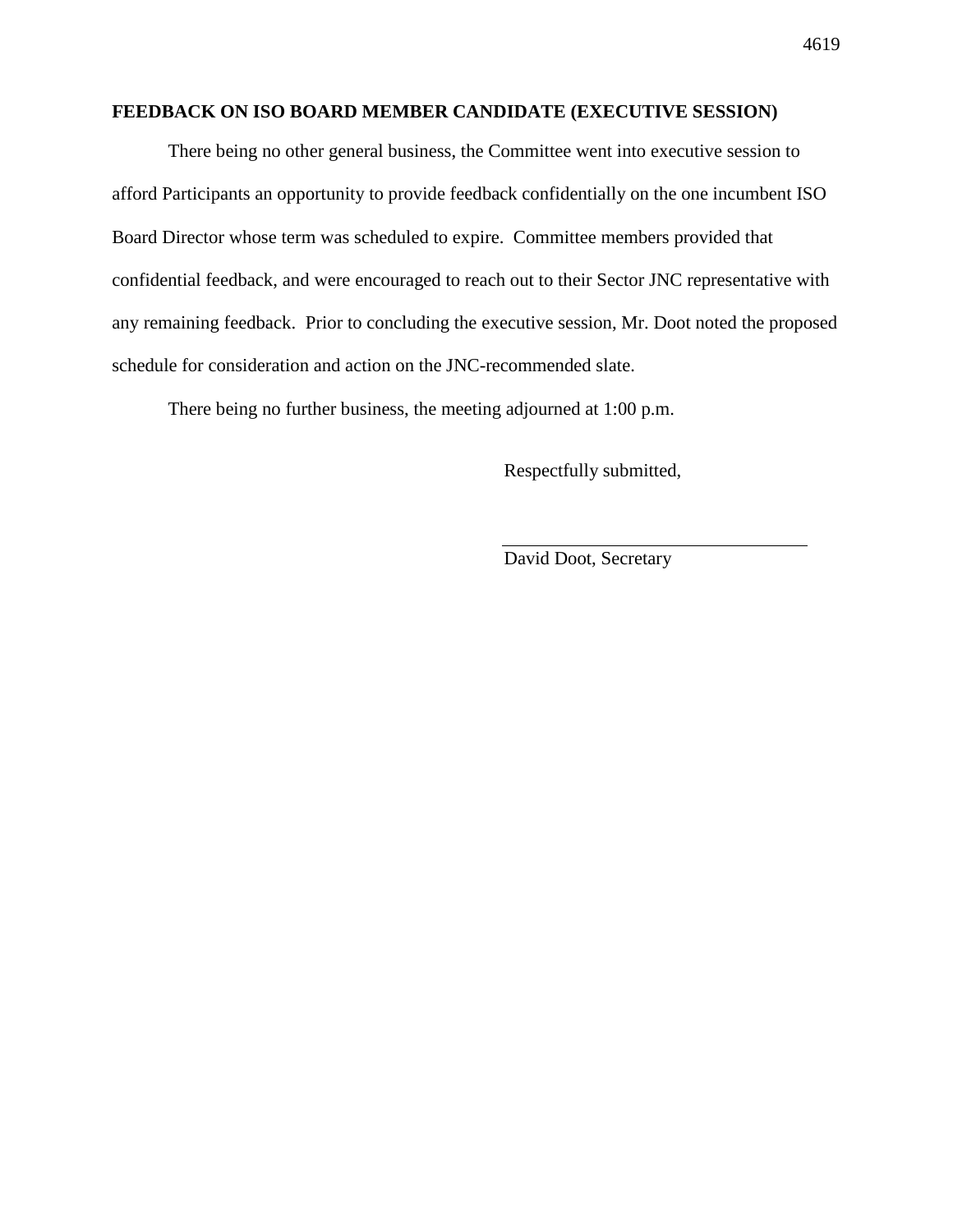## FEEDBACK ON ISO BOARD MEMBER CANDIDATE (EXECUTIVE SESSION)

There being no other general business, the Committee went into executive session to afford Participants an opportunity to provide feedback confidentially on the one incumbent ISO Board Director whose term was scheduled to expire. Committee members provided that confidential feedback, and were encouraged to reach out to their Sector JNC representative with any remaining feedback. Prior to concluding the executive session, Mr. Doot noted the proposed schedule for consideration and action on the JNC-recommended slate.

There being no further business, the meeting adjourned at 1:00 p.m.

Respectfully submitted,

\_\_\_\_\_\_\_\_\_\_\_\_\_\_\_\_\_\_\_\_\_\_\_\_\_\_\_\_\_\_

David Doot, Secretary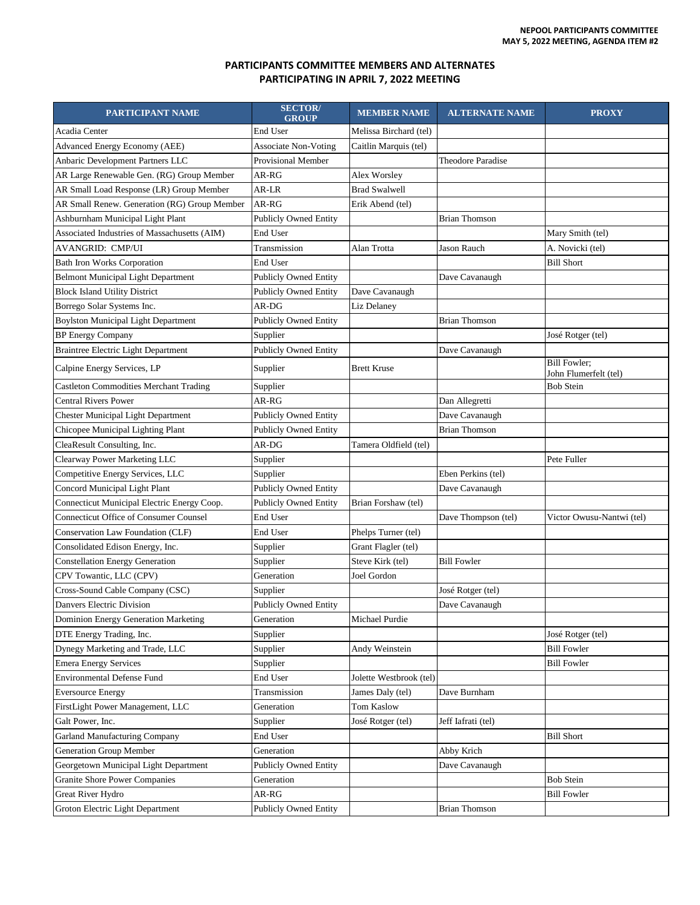NEPOOL PARTICIPANTS COMMITTEE
MAY 5, 2022 MEETING, AGENDA ITEM #2

## PARTICIPANTS COMMITTEE MEMBERS AND ALTERNATES PARTICIPATING IN APRIL 7, 2022 MEETING

| PARTICIPANT NAME | SECTOR/ GROUP | MEMBER NAME | ALTERNATE NAME | PROXY |
|---|---|---|---|---|
| Acadia Center | End User | Melissa Birchard (tel) | | |
| Advanced Energy Economy (AEE) | Associate Non-Voting | Caitlin Marquis (tel) | | |
| Anbaric Development Partners LLC | Provisional Member | | Theodore Paradise | |
| AR Large Renewable Gen. (RG) Group Member | AR-RG | Alex Worsley | | |
| AR Small Load Response (LR) Group Member | AR-LR | Brad Swalwell | | |
| AR Small Renew. Generation (RG) Group Member | AR-RG | Erik Abend (tel) | | |
| Ashburnham Municipal Light Plant | Publicly Owned Entity | | Brian Thomson | |
| Associated Industries of Massachusetts (AIM) | End User | | | Mary Smith (tel) |
| AVANGRID: CMP/UI | Transmission | Alan Trotta | Jason Rauch | A. Novicki (tel) |
| Bath Iron Works Corporation | End User | | | Bill Short |
| Belmont Municipal Light Department | Publicly Owned Entity | | Dave Cavanaugh | |
| Block Island Utility District | Publicly Owned Entity | Dave Cavanaugh | | |
| Borrego Solar Systems Inc. | AR-DG | Liz Delaney | | |
| Boylston Municipal Light Department | Publicly Owned Entity | | Brian Thomson | |
| BP Energy Company | Supplier | | | José Rotger (tel) |
| Braintree Electric Light Department | Publicly Owned Entity | | Dave Cavanaugh | |
| Calpine Energy Services, LP | Supplier | Brett Kruse | | Bill Fowler; John Flumerfelt (tel) |
| Castleton Commodities Merchant Trading | Supplier | | | Bob Stein |
| Central Rivers Power | AR-RG | | Dan Allegretti | |
| Chester Municipal Light Department | Publicly Owned Entity | | Dave Cavanaugh | |
| Chicopee Municipal Lighting Plant | Publicly Owned Entity | | Brian Thomson | |
| CleaResult Consulting, Inc. | AR-DG | Tamera Oldfield (tel) | | |
| Clearway Power Marketing LLC | Supplier | | | Pete Fuller |
| Competitive Energy Services, LLC | Supplier | | Eben Perkins (tel) | |
| Concord Municipal Light Plant | Publicly Owned Entity | | Dave Cavanaugh | |
| Connecticut Municipal Electric Energy Coop. | Publicly Owned Entity | Brian Forshaw (tel) | | |
| Connecticut Office of Consumer Counsel | End User | | Dave Thompson (tel) | Victor Owusu-Nantwi (tel) |
| Conservation Law Foundation (CLF) | End User | Phelps Turner (tel) | | |
| Consolidated Edison Energy, Inc. | Supplier | Grant Flagler (tel) | | |
| Constellation Energy Generation | Supplier | Steve Kirk (tel) | Bill Fowler | |
| CPV Towantic, LLC (CPV) | Generation | Joel Gordon | | |
| Cross-Sound Cable Company (CSC) | Supplier | | José Rotger (tel) | |
| Danvers Electric Division | Publicly Owned Entity | | Dave Cavanaugh | |
| Dominion Energy Generation Marketing | Generation | Michael Purdie | | |
| DTE Energy Trading, Inc. | Supplier | | | José Rotger (tel) |
| Dynegy Marketing and Trade, LLC | Supplier | Andy Weinstein | | Bill Fowler |
| Emera Energy Services | Supplier | | | Bill Fowler |
| Environmental Defense Fund | End User | Jolette Westbrook (tel) | | |
| Eversource Energy | Transmission | James Daly (tel) | Dave Burnham | |
| FirstLight Power Management, LLC | Generation | Tom Kaslow | | |
| Galt Power, Inc. | Supplier | José Rotger (tel) | Jeff Iafrati (tel) | |
| Garland Manufacturing Company | End User | | | Bill Short |
| Generation Group Member | Generation | | Abby Krich | |
| Georgetown Municipal Light Department | Publicly Owned Entity | | Dave Cavanaugh | |
| Granite Shore Power Companies | Generation | | | Bob Stein |
| Great River Hydro | AR-RG | | | Bill Fowler |
| Groton Electric Light Department | Publicly Owned Entity | | Brian Thomson | |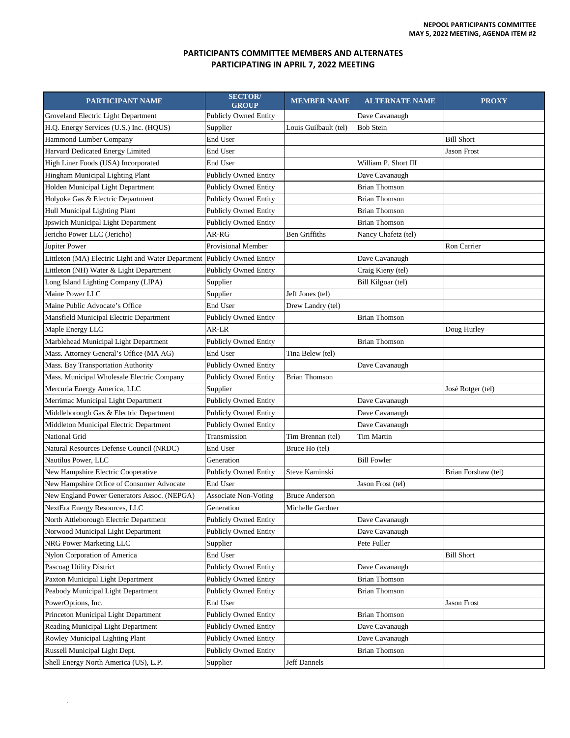NEPOOL PARTICIPANTS COMMITTEE
MAY 5, 2022 MEETING, AGENDA ITEM #2

## PARTICIPANTS COMMITTEE MEMBERS AND ALTERNATES PARTICIPATING IN APRIL 7, 2022 MEETING

| PARTICIPANT NAME | SECTOR/ GROUP | MEMBER NAME | ALTERNATE NAME | PROXY |
|---|---|---|---|---|
| Groveland Electric Light Department | Publicly Owned Entity | | Dave Cavanaugh | |
| H.Q. Energy Services (U.S.) Inc. (HQUS) | Supplier | Louis Guilbault (tel) | Bob Stein | |
| Hammond Lumber Company | End User | | | Bill Short |
| Harvard Dedicated Energy Limited | End User | | | Jason Frost |
| High Liner Foods (USA) Incorporated | End User | | William P. Short III | |
| Hingham Municipal Lighting Plant | Publicly Owned Entity | | Dave Cavanaugh | |
| Holden Municipal Light Department | Publicly Owned Entity | | Brian Thomson | |
| Holyoke Gas & Electric Department | Publicly Owned Entity | | Brian Thomson | |
| Hull Municipal Lighting Plant | Publicly Owned Entity | | Brian Thomson | |
| Ipswich Municipal Light Department | Publicly Owned Entity | | Brian Thomson | |
| Jericho Power LLC (Jericho) | AR-RG | Ben Griffiths | Nancy Chafetz (tel) | |
| Jupiter Power | Provisional Member | | | Ron Carrier |
| Littleton (MA) Electric Light and Water Department | Publicly Owned Entity | | Dave Cavanaugh | |
| Littleton (NH) Water & Light Department | Publicly Owned Entity | | Craig Kieny (tel) | |
| Long Island Lighting Company (LIPA) | Supplier | | Bill Kilgoar (tel) | |
| Maine Power LLC | Supplier | Jeff Jones (tel) | | |
| Maine Public Advocate's Office | End User | Drew Landry (tel) | | |
| Mansfield Municipal Electric Department | Publicly Owned Entity | | Brian Thomson | |
| Maple Energy LLC | AR-LR | | | Doug Hurley |
| Marblehead Municipal Light Department | Publicly Owned Entity | | Brian Thomson | |
| Mass. Attorney General's Office (MA AG) | End User | Tina Belew (tel) | | |
| Mass. Bay Transportation Authority | Publicly Owned Entity | | Dave Cavanaugh | |
| Mass. Municipal Wholesale Electric Company | Publicly Owned Entity | Brian Thomson | | |
| Mercuria Energy America, LLC | Supplier | | | José Rotger (tel) |
| Merrimac Municipal Light Department | Publicly Owned Entity | | Dave Cavanaugh | |
| Middleborough Gas & Electric Department | Publicly Owned Entity | | Dave Cavanaugh | |
| Middleton Municipal Electric Department | Publicly Owned Entity | | Dave Cavanaugh | |
| National Grid | Transmission | Tim Brennan (tel) | Tim Martin | |
| Natural Resources Defense Council (NRDC) | End User | Bruce Ho (tel) | | |
| Nautilus Power, LLC | Generation | | Bill Fowler | |
| New Hampshire Electric Cooperative | Publicly Owned Entity | Steve Kaminski | | Brian Forshaw (tel) |
| New Hampshire Office of Consumer Advocate | End User | | Jason Frost (tel) | |
| New England Power Generators Assoc. (NEPGA) | Associate Non-Voting | Bruce Anderson | | |
| NextEra Energy Resources, LLC | Generation | Michelle Gardner | | |
| North Attleborough Electric Department | Publicly Owned Entity | | Dave Cavanaugh | |
| Norwood Municipal Light Department | Publicly Owned Entity | | Dave Cavanaugh | |
| NRG Power Marketing LLC | Supplier | | Pete Fuller | |
| Nylon Corporation of America | End User | | | Bill Short |
| Pascoag Utility District | Publicly Owned Entity | | Dave Cavanaugh | |
| Paxton Municipal Light Department | Publicly Owned Entity | | Brian Thomson | |
| Peabody Municipal Light Department | Publicly Owned Entity | | Brian Thomson | |
| PowerOptions, Inc. | End User | | | Jason Frost |
| Princeton Municipal Light Department | Publicly Owned Entity | | Brian Thomson | |
| Reading Municipal Light Department | Publicly Owned Entity | | Dave Cavanaugh | |
| Rowley Municipal Lighting Plant | Publicly Owned Entity | | Dave Cavanaugh | |
| Russell Municipal Light Dept. | Publicly Owned Entity | | Brian Thomson | |
| Shell Energy North America (US), L.P. | Supplier | Jeff Dannels | | |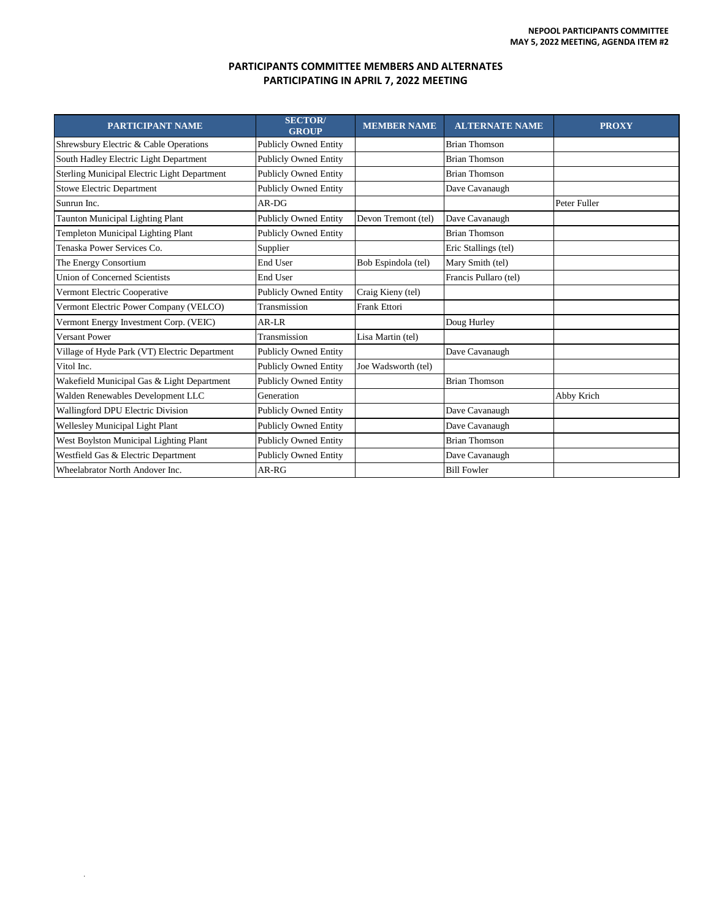## PARTICIPANTS COMMITTEE MEMBERS AND ALTERNATES PARTICIPATING IN APRIL 7, 2022 MEETING

| PARTICIPANT NAME | SECTOR/ GROUP | MEMBER NAME | ALTERNATE NAME | PROXY |
|---|---|---|---|---|
| Shrewsbury Electric & Cable Operations | Publicly Owned Entity | | Brian Thomson | |
| South Hadley Electric Light Department | Publicly Owned Entity | | Brian Thomson | |
| Sterling Municipal Electric Light Department | Publicly Owned Entity | | Brian Thomson | |
| Stowe Electric Department | Publicly Owned Entity | | Dave Cavanaugh | |
| Sunrun Inc. | AR-DG | | | Peter Fuller |
| Taunton Municipal Lighting Plant | Publicly Owned Entity | Devon Tremont (tel) | Dave Cavanaugh | |
| Templeton Municipal Lighting Plant | Publicly Owned Entity | | Brian Thomson | |
| Tenaska Power Services Co. | Supplier | | Eric Stallings (tel) | |
| The Energy Consortium | End User | Bob Espindola (tel) | Mary Smith (tel) | |
| Union of Concerned Scientists | End User | | Francis Pullaro (tel) | |
| Vermont Electric Cooperative | Publicly Owned Entity | Craig Kieny (tel) | | |
| Vermont Electric Power Company (VELCO) | Transmission | Frank Ettori | | |
| Vermont Energy Investment Corp. (VEIC) | AR-LR | | Doug Hurley | |
| Versant Power | Transmission | Lisa Martin (tel) | | |
| Village of Hyde Park (VT) Electric Department | Publicly Owned Entity | | Dave Cavanaugh | |
| Vitol Inc. | Publicly Owned Entity | Joe Wadsworth (tel) | | |
| Wakefield Municipal Gas & Light Department | Publicly Owned Entity | | Brian Thomson | |
| Walden Renewables Development LLC | Generation | | | Abby Krich |
| Wallingford DPU Electric Division | Publicly Owned Entity | | Dave Cavanaugh | |
| Wellesley Municipal Light Plant | Publicly Owned Entity | | Dave Cavanaugh | |
| West Boylston Municipal Lighting Plant | Publicly Owned Entity | | Brian Thomson | |
| Westfield Gas & Electric Department | Publicly Owned Entity | | Dave Cavanaugh | |
| Wheelabrator North Andover Inc. | AR-RG | | Bill Fowler | |